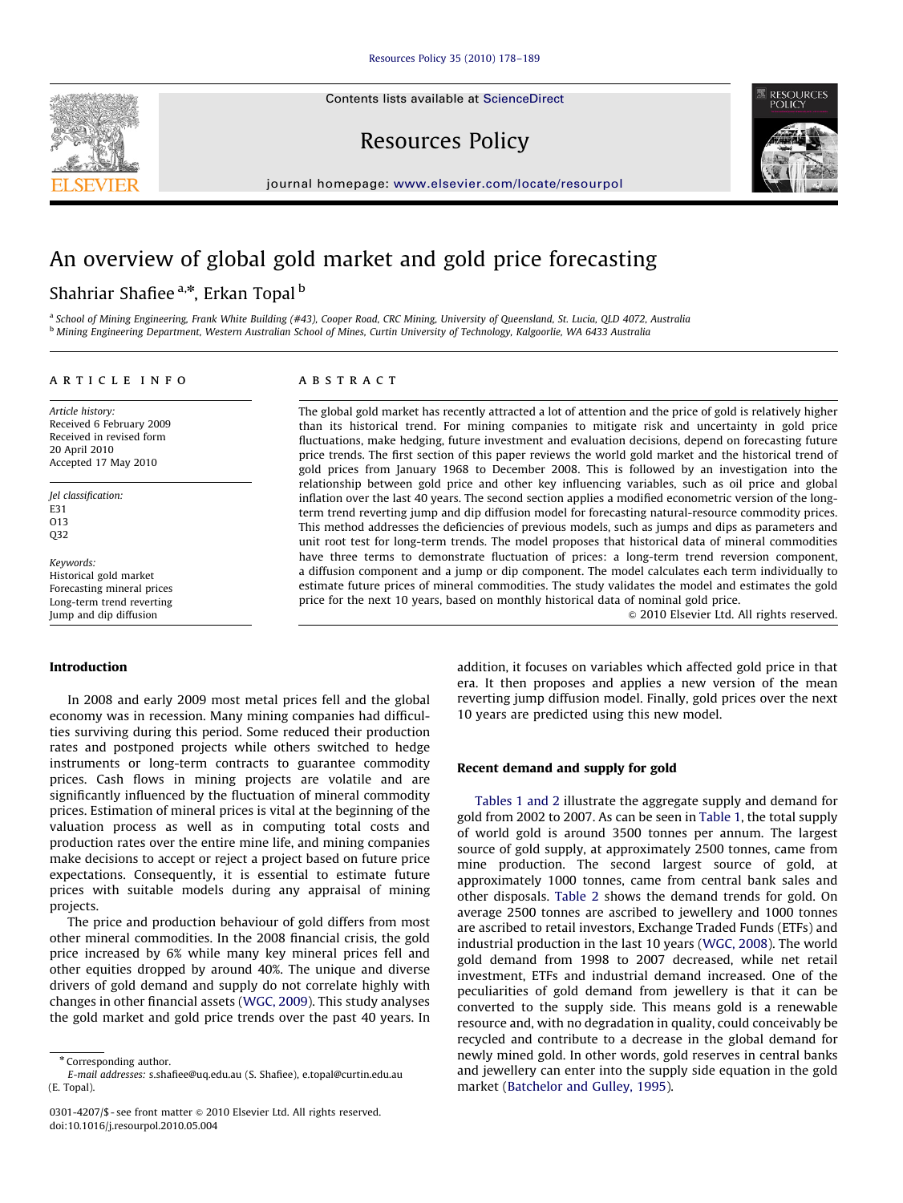Contents lists available at ScienceDirect

# Resources Policy

journal homepage: www.elsevier.com/locate/resourpol

# An overview of global gold market and gold price forecasting

Shahriar Shafiee [a,*], Erkan Topal [b]

[a] School of Mining Engineering, Frank White Building (#43), Cooper Road, CRC Mining, University of Queensland, St. Lucia, QLD 4072, Australia
[b] Mining Engineering Department, Western Australian School of Mines, Curtin University of Technology, Kalgoorlie, WA 6433 Australia

## ARTICLE INFO

*Article history:*
Received 6 February 2009
Received in revised form
20 April 2010
Accepted 17 May 2010

*Jel classification:*
E31
O13
Q32

*Keywords:*
Historical gold market
Forecasting mineral prices
Long-term trend reverting
Jump and dip diffusion

## ABSTRACT

The global gold market has recently attracted a lot of attention and the price of gold is relatively higher than its historical trend. For mining companies to mitigate risk and uncertainty in gold price fluctuations, make hedging, future investment and evaluation decisions, depend on forecasting future price trends. The first section of this paper reviews the world gold market and the historical trend of gold prices from January 1968 to December 2008. This is followed by an investigation into the relationship between gold price and other key influencing variables, such as oil price and global inflation over the last 40 years. The second section applies a modified econometric version of the long-term trend reverting jump and dip diffusion model for forecasting natural-resource commodity prices. This method addresses the deficiencies of previous models, such as jumps and dips as parameters and unit root test for long-term trends. The model proposes that historical data of mineral commodities have three terms to demonstrate fluctuation of prices: a long-term trend reversion component, a diffusion component and a jump or dip component. The model calculates each term individually to estimate future prices of mineral commodities. The study validates the model and estimates the gold price for the next 10 years, based on monthly historical data of nominal gold price.

© 2010 Elsevier Ltd. All rights reserved.

## Introduction

In 2008 and early 2009 most metal prices fell and the global economy was in recession. Many mining companies had difficulties surviving during this period. Some reduced their production rates and postponed projects while others switched to hedge instruments or long-term contracts to guarantee commodity prices. Cash flows in mining projects are volatile and are significantly influenced by the fluctuation of mineral commodity prices. Estimation of mineral prices is vital at the beginning of the valuation process as well as in computing total costs and production rates over the entire mine life, and mining companies make decisions to accept or reject a project based on future price expectations. Consequently, it is essential to estimate future prices with suitable models during any appraisal of mining projects.

The price and production behaviour of gold differs from most other mineral commodities. In the 2008 financial crisis, the gold price increased by 6% while many key mineral prices fell and other equities dropped by around 40%. The unique and diverse drivers of gold demand and supply do not correlate highly with changes in other financial assets (WGC, 2009). This study analyses the gold market and gold price trends over the past 40 years. In addition, it focuses on variables which affected gold price in that era. It then proposes and applies a new version of the mean reverting jump diffusion model. Finally, gold prices over the next 10 years are predicted using this new model.

## Recent demand and supply for gold

Tables 1 and 2 illustrate the aggregate supply and demand for gold from 2002 to 2007. As can be seen in Table 1, the total supply of world gold is around 3500 tonnes per annum. The largest source of gold supply, at approximately 2500 tonnes, came from mine production. The second largest source of gold, at approximately 1000 tonnes, came from central bank sales and other disposals. Table 2 shows the demand trends for gold. On average 2500 tonnes are ascribed to jewellery and 1000 tonnes are ascribed to retail investors, Exchange Traded Funds (ETFs) and industrial production in the last 10 years (WGC, 2008). The world gold demand from 1998 to 2007 decreased, while net retail investment, ETFs and industrial demand increased. One of the peculiarities of gold demand from jewellery is that it can be converted to the supply side. This means gold is a renewable resource and, with no degradation in quality, could conceivably be recycled and contribute to a decrease in the global demand for newly mined gold. In other words, gold reserves in central banks and jewellery can enter into the supply side equation in the gold market (Batchelor and Gulley, 1995).

* Corresponding author.
E-mail addresses: s.shafiee@uq.edu.au (S. Shafiee), e.topal@curtin.edu.au (E. Topal).

0301-4207/$ - see front matter © 2010 Elsevier Ltd. All rights reserved.
doi:10.1016/j.resourpol.2010.05.004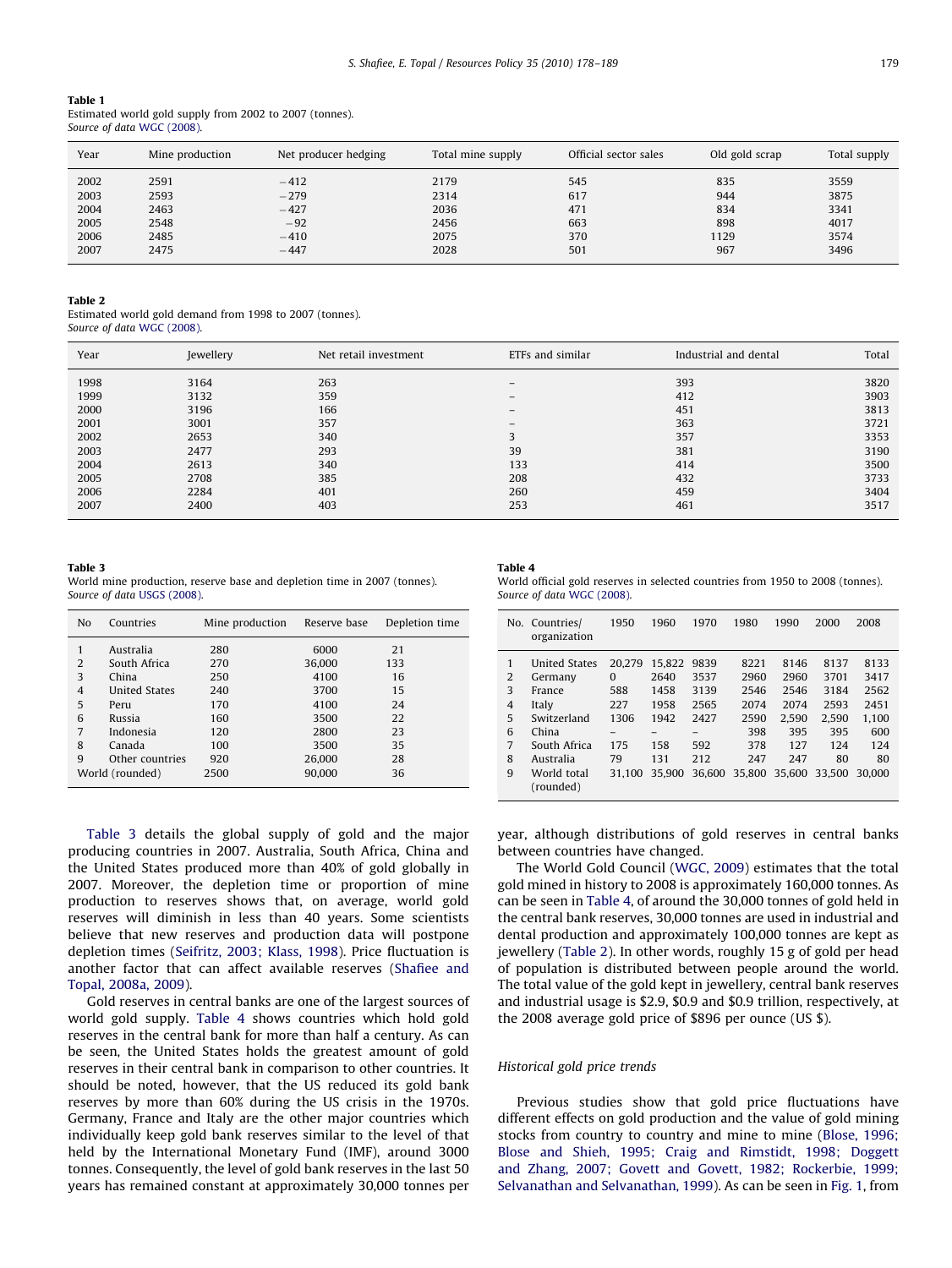**Table 1**
Estimated world gold supply from 2002 to 2007 (tonnes).
*Source of data* WGC (2008).

| Year | Mine production | Net producer hedging | Total mine supply | Official sector sales | Old gold scrap | Total supply |
|---|---|---|---|---|---|---|
| 2002 | 2591 | −412 | 2179 | 545 | 835 | 3559 |
| 2003 | 2593 | −279 | 2314 | 617 | 944 | 3875 |
| 2004 | 2463 | −427 | 2036 | 471 | 834 | 3341 |
| 2005 | 2548 | −92 | 2456 | 663 | 898 | 4017 |
| 2006 | 2485 | −410 | 2075 | 370 | 1129 | 3574 |
| 2007 | 2475 | −447 | 2028 | 501 | 967 | 3496 |

**Table 2**
Estimated world gold demand from 1998 to 2007 (tonnes).
*Source of data* WGC (2008).

| Year | Jewellery | Net retail investment | ETFs and similar | Industrial and dental | Total |
|---|---|---|---|---|---|
| 1998 | 3164 | 263 | – | 393 | 3820 |
| 1999 | 3132 | 359 | – | 412 | 3903 |
| 2000 | 3196 | 166 | – | 451 | 3813 |
| 2001 | 3001 | 357 | – | 363 | 3721 |
| 2002 | 2653 | 340 | 3 | 357 | 3353 |
| 2003 | 2477 | 293 | 39 | 381 | 3190 |
| 2004 | 2613 | 340 | 133 | 414 | 3500 |
| 2005 | 2708 | 385 | 208 | 432 | 3733 |
| 2006 | 2284 | 401 | 260 | 459 | 3404 |
| 2007 | 2400 | 403 | 253 | 461 | 3517 |

**Table 3**
World mine production, reserve base and depletion time in 2007 (tonnes).
*Source of data* USGS (2008).

| No | Countries | Mine production | Reserve base | Depletion time |
|---|---|---|---|---|
| 1 | Australia | 280 | 6000 | 21 |
| 2 | South Africa | 270 | 36,000 | 133 |
| 3 | China | 250 | 4100 | 16 |
| 4 | United States | 240 | 3700 | 15 |
| 5 | Peru | 170 | 4100 | 24 |
| 6 | Russia | 160 | 3500 | 22 |
| 7 | Indonesia | 120 | 2800 | 23 |
| 8 | Canada | 100 | 3500 | 35 |
| 9 | Other countries | 920 | 26,000 | 28 |
| World (rounded) | | 2500 | 90,000 | 36 |

**Table 4**
World official gold reserves in selected countries from 1950 to 2008 (tonnes).
*Source of data* WGC (2008).

| No. | Countries/ organization | 1950 | 1960 | 1970 | 1980 | 1990 | 2000 | 2008 |
|---|---|---|---|---|---|---|---|---|
| 1 | United States | 20,279 | 15,822 | 9839 | 8221 | 8146 | 8137 | 8133 |
| 2 | Germany | 0 | 2640 | 3537 | 2960 | 2960 | 3701 | 3417 |
| 3 | France | 588 | 1458 | 3139 | 2546 | 2546 | 3184 | 2562 |
| 4 | Italy | 227 | 1958 | 2565 | 2074 | 2074 | 2593 | 2451 |
| 5 | Switzerland | 1306 | 1942 | 2427 | 2590 | 2,590 | 2,590 | 1,100 |
| 6 | China | – | – | – | 398 | 395 | 395 | 600 |
| 7 | South Africa | 175 | 158 | 592 | 378 | 127 | 124 | 124 |
| 8 | Australia | 79 | 131 | 212 | 247 | 247 | 80 | 80 |
| 9 | World total (rounded) | 31,100 | 35,900 | 36,600 | 35,800 | 35,600 | 33,500 | 30,000 |

Table 3 details the global supply of gold and the major producing countries in 2007. Australia, South Africa, China and the United States produced more than 40% of gold globally in 2007. Moreover, the depletion time or proportion of mine production to reserves shows that, on average, world gold reserves will diminish in less than 40 years. Some scientists believe that new reserves and production data will postpone depletion times (Seifritz, 2003; Klass, 1998). Price fluctuation is another factor that can affect available reserves (Shafiee and Topal, 2008a, 2009).

Gold reserves in central banks are one of the largest sources of world gold supply. Table 4 shows countries which hold gold reserves in the central bank for more than half a century. As can be seen, the United States holds the greatest amount of gold reserves in their central bank in comparison to other countries. It should be noted, however, that the US reduced its gold bank reserves by more than 60% during the US crisis in the 1970s. Germany, France and Italy are the other major countries which individually keep gold bank reserves similar to the level of that held by the International Monetary Fund (IMF), around 3000 tonnes. Consequently, the level of gold bank reserves in the last 50 years has remained constant at approximately 30,000 tonnes per year, although distributions of gold reserves in central banks between countries have changed.

The World Gold Council (WGC, 2009) estimates that the total gold mined in history to 2008 is approximately 160,000 tonnes. As can be seen in Table 4, of around the 30,000 tonnes of gold held in the central bank reserves, 30,000 tonnes are used in industrial and dental production and approximately 100,000 tonnes are kept as jewellery (Table 2). In other words, roughly 15 g of gold per head of population is distributed between people around the world. The total value of the gold kept in jewellery, central bank reserves and industrial usage is $2.9, $0.9 and $0.9 trillion, respectively, at the 2008 average gold price of $896 per ounce (US $).

### Historical gold price trends

Previous studies show that gold price fluctuations have different effects on gold production and the value of gold mining stocks from country to country and mine to mine (Blose, 1996; Blose and Shieh, 1995; Craig and Rimstidt, 1998; Doggett and Zhang, 2007; Govett and Govett, 1982; Rockerbie, 1999; Selvanathan and Selvanathan, 1999). As can be seen in Fig. 1, from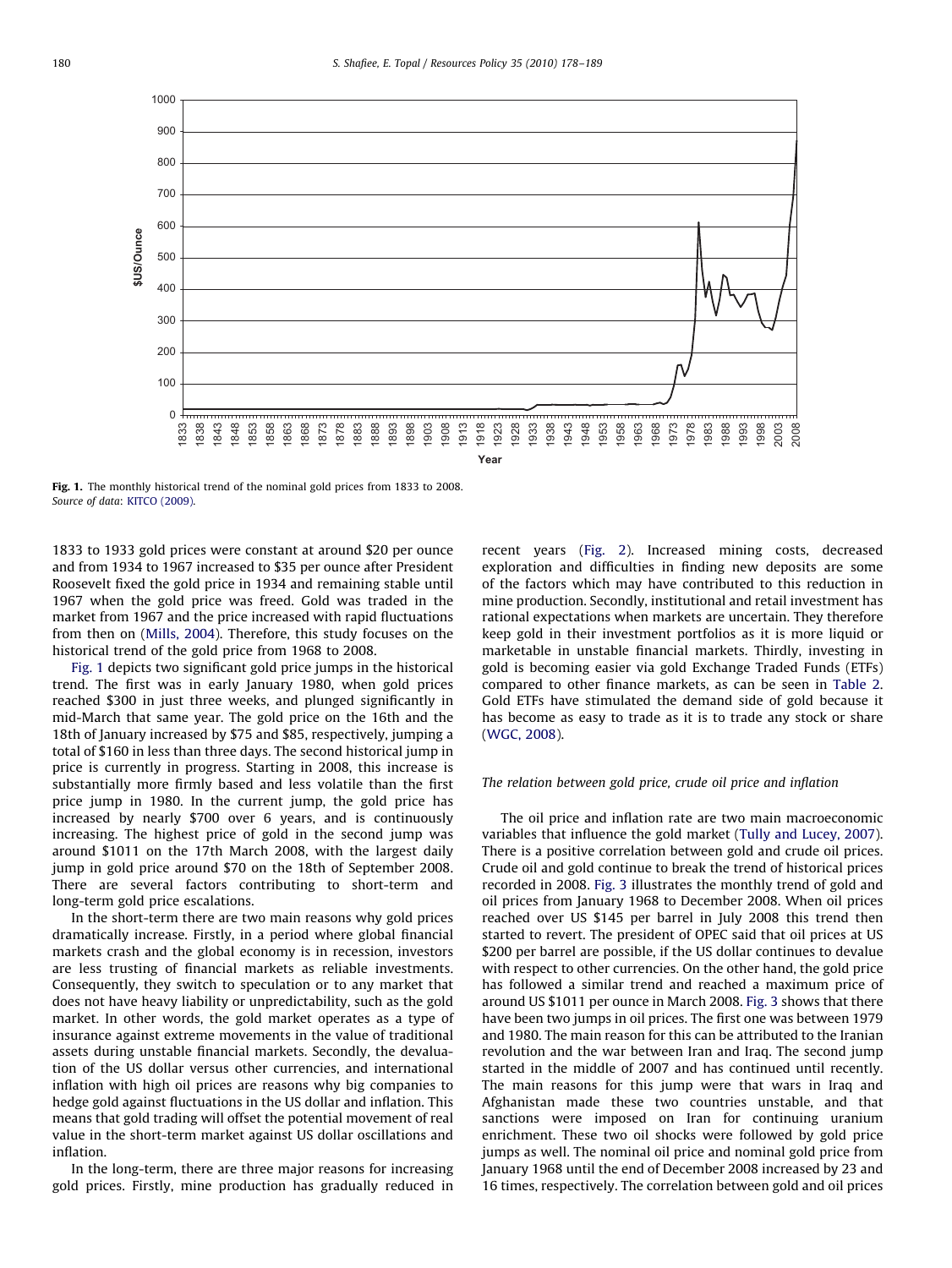1000
900
800
700
600
500
400
300
200
100
0

$US/Ounce

1833 1838 1843 1848 1853 1858 1863 1868 1873 1878 1883 1888 1893 1898 1903 1908 1913 1918 1923 1928 1933 1938 1943 1948 1953 1958 1963 1968 1973 1978 1983 1988 1993 1998 2003 2008

Year

**Fig. 1.** The monthly historical trend of the nominal gold prices from 1833 to 2008.
*Source of data*: KITCO (2009).

1833 to 1933 gold prices were constant at around \$20 per ounce and from 1934 to 1967 increased to \$35 per ounce after President Roosevelt fixed the gold price in 1934 and remaining stable until 1967 when the gold price was freed. Gold was traded in the market from 1967 and the price increased with rapid fluctuations from then on (Mills, 2004). Therefore, this study focuses on the historical trend of the gold price from 1968 to 2008.

Fig. 1 depicts two significant gold price jumps in the historical trend. The first was in early January 1980, when gold prices reached \$300 in just three weeks, and plunged significantly in mid-March that same year. The gold price on the 16th and the 18th of January increased by \$75 and \$85, respectively, jumping a total of \$160 in less than three days. The second historical jump in price is currently in progress. Starting in 2008, this increase is substantially more firmly based and less volatile than the first price jump in 1980. In the current jump, the gold price has increased by nearly \$700 over 6 years, and is continuously increasing. The highest price of gold in the second jump was around \$1011 on the 17th March 2008, with the largest daily jump in gold price around \$70 on the 18th of September 2008. There are several factors contributing to short-term and long-term gold price escalations.

In the short-term there are two main reasons why gold prices dramatically increase. Firstly, in a period where global financial markets crash and the global economy is in recession, investors are less trusting of financial markets as reliable investments. Consequently, they switch to speculation or to any market that does not have heavy liability or unpredictability, such as the gold market. In other words, the gold market operates as a type of insurance against extreme movements in the value of traditional assets during unstable financial markets. Secondly, the devaluation of the US dollar versus other currencies, and international inflation with high oil prices are reasons why big companies to hedge gold against fluctuations in the US dollar and inflation. This means that gold trading will offset the potential movement of real value in the short-term market against US dollar oscillations and inflation.

In the long-term, there are three major reasons for increasing gold prices. Firstly, mine production has gradually reduced in recent years (Fig. 2). Increased mining costs, decreased exploration and difficulties in finding new deposits are some of the factors which may have contributed to this reduction in mine production. Secondly, institutional and retail investment has rational expectations when markets are uncertain. They therefore keep gold in their investment portfolios as it is more liquid or marketable in unstable financial markets. Thirdly, investing in gold is becoming easier via gold Exchange Traded Funds (ETFs) compared to other finance markets, as can be seen in Table 2. Gold ETFs have stimulated the demand side of gold because it has become as easy to trade as it is to trade any stock or share (WGC, 2008).

### *The relation between gold price, crude oil price and inflation*

The oil price and inflation rate are two main macroeconomic variables that influence the gold market (Tully and Lucey, 2007). There is a positive correlation between gold and crude oil prices. Crude oil and gold continue to break the trend of historical prices recorded in 2008. Fig. 3 illustrates the monthly trend of gold and oil prices from January 1968 to December 2008. When oil prices reached over US \$145 per barrel in July 2008 this trend then started to revert. The president of OPEC said that oil prices at US \$200 per barrel are possible, if the US dollar continues to devalue with respect to other currencies. On the other hand, the gold price has followed a similar trend and reached a maximum price of around US \$1011 per ounce in March 2008. Fig. 3 shows that there have been two jumps in oil prices. The first one was between 1979 and 1980. The main reason for this can be attributed to the Iranian revolution and the war between Iran and Iraq. The second jump started in the middle of 2007 and has continued until recently. The main reasons for this jump were that wars in Iraq and Afghanistan made these two countries unstable, and that sanctions were imposed on Iran for continuing uranium enrichment. These two oil shocks were followed by gold price jumps as well. The nominal oil price and nominal gold price from January 1968 until the end of December 2008 increased by 23 and 16 times, respectively. The correlation between gold and oil prices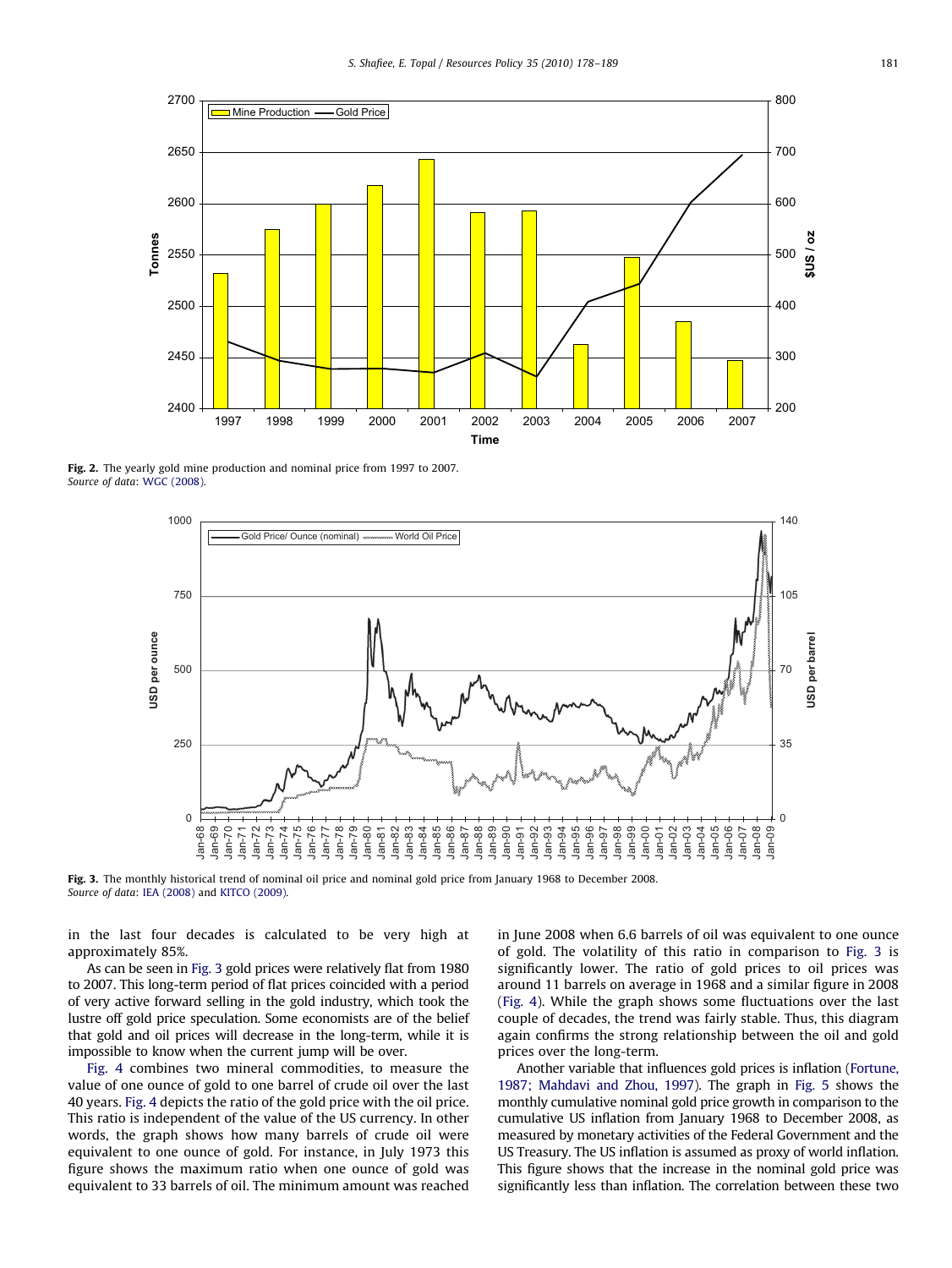Fig. 2. The yearly gold mine production and nominal price from 1997 to 2007.
*Source of data*: WGC (2008).

Fig. 3. The monthly historical trend of nominal oil price and nominal gold price from January 1968 to December 2008.
*Source of data*: IEA (2008) and KITCO (2009).

in the last four decades is calculated to be very high at approximately 85%.

As can be seen in Fig. 3 gold prices were relatively flat from 1980 to 2007. This long-term period of flat prices coincided with a period of very active forward selling in the gold industry, which took the lustre off gold price speculation. Some economists are of the belief that gold and oil prices will decrease in the long-term, while it is impossible to know when the current jump will be over.

Fig. 4 combines two mineral commodities, to measure the value of one ounce of gold to one barrel of crude oil over the last 40 years. Fig. 4 depicts the ratio of the gold price with the oil price. This ratio is independent of the value of the US currency. In other words, the graph shows how many barrels of crude oil were equivalent to one ounce of gold. For instance, in July 1973 this figure shows the maximum ratio when one ounce of gold was equivalent to 33 barrels of oil. The minimum amount was reached in June 2008 when 6.6 barrels of oil was equivalent to one ounce of gold. The volatility of this ratio in comparison to Fig. 3 is significantly lower. The ratio of gold prices to oil prices was around 11 barrels on average in 1968 and a similar figure in 2008 (Fig. 4). While the graph shows some fluctuations over the last couple of decades, the trend was fairly stable. Thus, this diagram again confirms the strong relationship between the oil and gold prices over the long-term.

Another variable that influences gold prices is inflation (Fortune, 1987; Mahdavi and Zhou, 1997). The graph in Fig. 5 shows the monthly cumulative nominal gold price growth in comparison to the cumulative US inflation from January 1968 to December 2008, as measured by monetary activities of the Federal Government and the US Treasury. The US inflation is assumed as proxy of world inflation. This figure shows that the increase in the nominal gold price was significantly less than inflation. The correlation between these two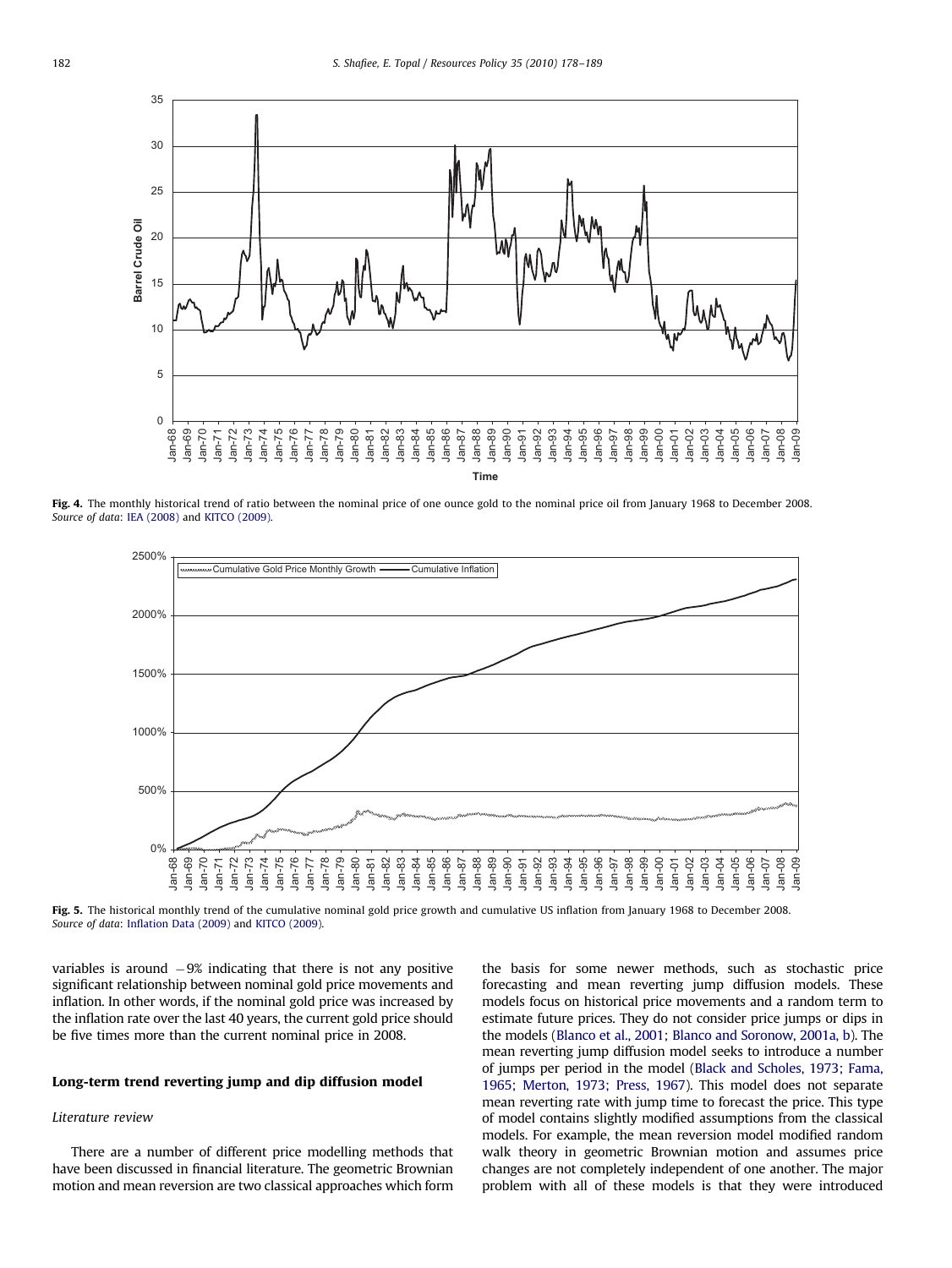Fig. 4. The monthly historical trend of ratio between the nominal price of one ounce gold to the nominal price oil from January 1968 to December 2008.
*Source of data*: IEA (2008) and KITCO (2009).

Fig. 5. The historical monthly trend of the cumulative nominal gold price growth and cumulative US inflation from January 1968 to December 2008.
*Source of data*: Inflation Data (2009) and KITCO (2009).

variables is around −9% indicating that there is not any positive significant relationship between nominal gold price movements and inflation. In other words, if the nominal gold price was increased by the inflation rate over the last 40 years, the current gold price should be five times more than the current nominal price in 2008.

## Long-term trend reverting jump and dip diffusion model

### *Literature review*

There are a number of different price modelling methods that have been discussed in financial literature. The geometric Brownian motion and mean reversion are two classical approaches which form the basis for some newer methods, such as stochastic price forecasting and mean reverting jump diffusion models. These models focus on historical price movements and a random term to estimate future prices. They do not consider price jumps or dips in the models (Blanco et al., 2001; Blanco and Soronow, 2001a, b). The mean reverting jump diffusion model seeks to introduce a number of jumps per period in the model (Black and Scholes, 1973; Fama, 1965; Merton, 1973; Press, 1967). This model does not separate mean reverting rate with jump time to forecast the price. This type of model contains slightly modified assumptions from the classical models. For example, the mean reversion model modified random walk theory in geometric Brownian motion and assumes price changes are not completely independent of one another. The major problem with all of these models is that they were introduced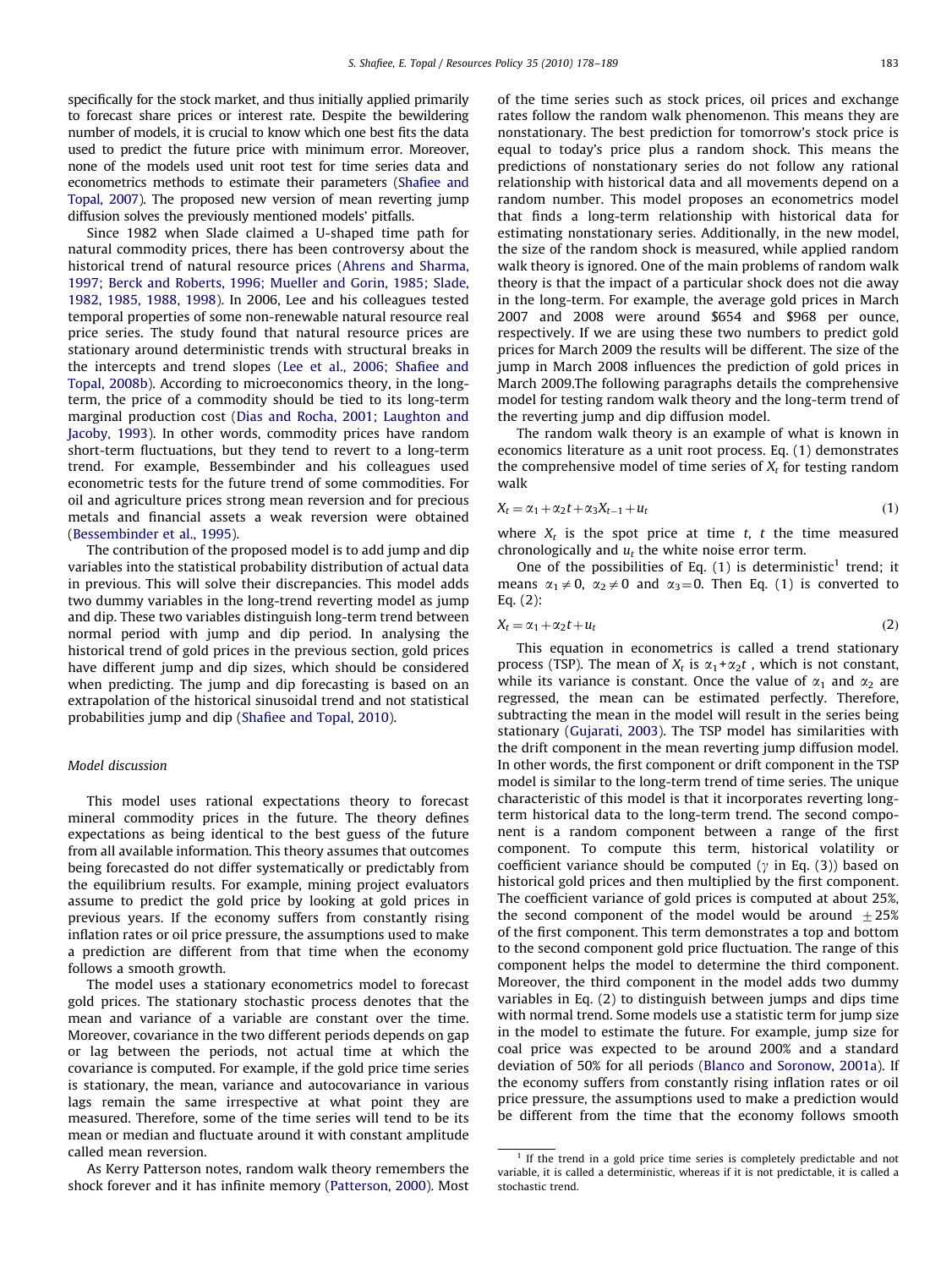specifically for the stock market, and thus initially applied primarily to forecast share prices or interest rate. Despite the bewildering number of models, it is crucial to know which one best fits the data used to predict the future price with minimum error. Moreover, none of the models used unit root test for time series data and econometrics methods to estimate their parameters (Shafiee and Topal, 2007). The proposed new version of mean reverting jump diffusion solves the previously mentioned models' pitfalls.

Since 1982 when Slade claimed a U-shaped time path for natural commodity prices, there has been controversy about the historical trend of natural resource prices (Ahrens and Sharma, 1997; Berck and Roberts, 1996; Mueller and Gorin, 1985; Slade, 1982, 1985, 1988, 1998). In 2006, Lee and his colleagues tested temporal properties of some non-renewable natural resource real price series. The study found that natural resource prices are stationary around deterministic trends with structural breaks in the intercepts and trend slopes (Lee et al., 2006; Shafiee and Topal, 2008b). According to microeconomics theory, in the long-term, the price of a commodity should be tied to its long-term marginal production cost (Dias and Rocha, 2001; Laughton and Jacoby, 1993). In other words, commodity prices have random short-term fluctuations, but they tend to revert to a long-term trend. For example, Bessembinder and his colleagues used econometric tests for the future trend of some commodities. For oil and agriculture prices strong mean reversion and for precious metals and financial assets a weak reversion were obtained (Bessembinder et al., 1995).

The contribution of the proposed model is to add jump and dip variables into the statistical probability distribution of actual data in previous. This will solve their discrepancies. This model adds two dummy variables in the long-trend reverting model as jump and dip. These two variables distinguish long-term trend between normal period with jump and dip period. In analysing the historical trend of gold prices in the previous section, gold prices have different jump and dip sizes, which should be considered when predicting. The jump and dip forecasting is based on an extrapolation of the historical sinusoidal trend and not statistical probabilities jump and dip (Shafiee and Topal, 2010).

### Model discussion

This model uses rational expectations theory to forecast mineral commodity prices in the future. The theory defines expectations as being identical to the best guess of the future from all available information. This theory assumes that outcomes being forecasted do not differ systematically or predictably from the equilibrium results. For example, mining project evaluators assume to predict the gold price by looking at gold prices in previous years. If the economy suffers from constantly rising inflation rates or oil price pressure, the assumptions used to make a prediction are different from that time when the economy follows a smooth growth.

The model uses a stationary econometrics model to forecast gold prices. The stationary stochastic process denotes that the mean and variance of a variable are constant over the time. Moreover, covariance in the two different periods depends on gap or lag between the periods, not actual time at which the covariance is computed. For example, if the gold price time series is stationary, the mean, variance and autocovariance in various lags remain the same irrespective at what point they are measured. Therefore, some of the time series will tend to be its mean or median and fluctuate around it with constant amplitude called mean reversion.

As Kerry Patterson notes, random walk theory remembers the shock forever and it has infinite memory (Patterson, 2000). Most of the time series such as stock prices, oil prices and exchange rates follow the random walk phenomenon. This means they are nonstationary. The best prediction for tomorrow's stock price is equal to today's price plus a random shock. This means the predictions of nonstationary series do not follow any rational relationship with historical data and all movements depend on a random number. This model proposes an econometrics model that finds a long-term relationship with historical data for estimating nonstationary series. Additionally, in the new model, the size of the random shock is measured, while applied random walk theory is ignored. One of the main problems of random walk theory is that the impact of a particular shock does not die away in the long-term. For example, the average gold prices in March 2007 and 2008 were around \$654 and \$968 per ounce, respectively. If we are using these two numbers to predict gold prices for March 2009 the results will be different. The size of the jump in March 2008 influences the prediction of gold prices in March 2009.The following paragraphs details the comprehensive model for testing random walk theory and the long-term trend of the reverting jump and dip diffusion model.

The random walk theory is an example of what is known in economics literature as a unit root process. Eq. (1) demonstrates the comprehensive model of time series of $X_t$ for testing random walk

$$X_t = \alpha_1 + \alpha_2 t + \alpha_3 X_{t-1} + u_t \tag{1}$$

where $X_t$ is the spot price at time $t$, $t$ the time measured chronologically and $u_t$ the white noise error term.

One of the possibilities of Eq. (1) is deterministic[1] trend; it means $\alpha_1 \neq 0$, $\alpha_2 \neq 0$ and $\alpha_3 = 0$. Then Eq. (1) is converted to Eq. (2):

$$X_t = \alpha_1 + \alpha_2 t + u_t \tag{2}$$

This equation in econometrics is called a trend stationary process (TSP). The mean of $X_t$ is $\alpha_1 + \alpha_2 t$ , which is not constant, while its variance is constant. Once the value of $\alpha_1$ and $\alpha_2$ are regressed, the mean can be estimated perfectly. Therefore, subtracting the mean in the model will result in the series being stationary (Gujarati, 2003). The TSP model has similarities with the drift component in the mean reverting jump diffusion model. In other words, the first component or drift component in the TSP model is similar to the long-term trend of time series. The unique characteristic of this model is that it incorporates reverting long-term historical data to the long-term trend. The second component is a random component between a range of the first component. To compute this term, historical volatility or coefficient variance should be computed ($\gamma$ in Eq. (3)) based on historical gold prices and then multiplied by the first component. The coefficient variance of gold prices is computed at about 25%, the second component of the model would be around $\pm 25\%$ of the first component. This term demonstrates a top and bottom to the second component gold price fluctuation. The range of this component helps the model to determine the third component. Moreover, the third component in the model adds two dummy variables in Eq. (2) to distinguish between jumps and dips time with normal trend. Some models use a statistic term for jump size in the model to estimate the future. For example, jump size for coal price was expected to be around 200% and a standard deviation of 50% for all periods (Blanco and Soronow, 2001a). If the economy suffers from constantly rising inflation rates or oil price pressure, the assumptions used to make a prediction would be different from the time that the economy follows smooth

[1] If the trend in a gold price time series is completely predictable and not variable, it is called a deterministic, whereas if it is not predictable, it is called a stochastic trend.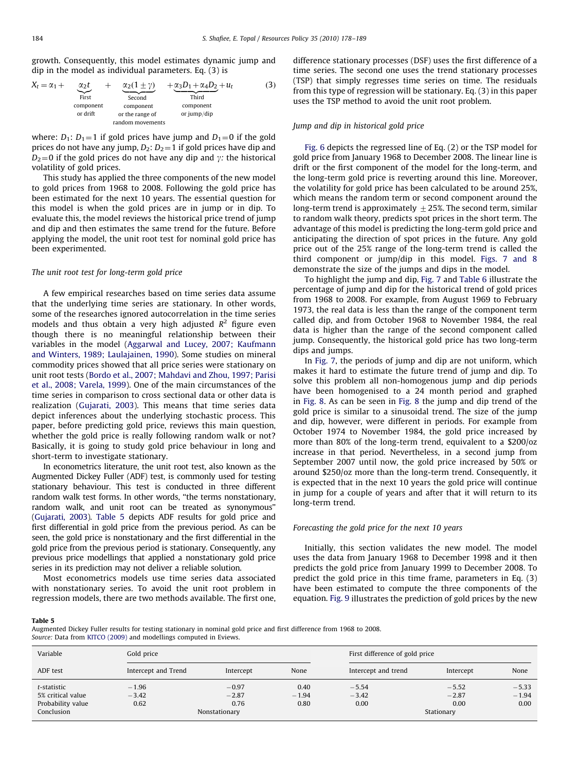growth. Consequently, this model estimates dynamic jump and dip in the model as individual parameters. Eq. (3) is

$$X_t = \alpha_1 + \underbrace{\alpha_2 t}_{\substack{\text{First}\\ \text{component}\\ \text{or drift}}} + \underbrace{\alpha_2(1 \pm \gamma)}_{\substack{\text{Second}\\ \text{component}\\ \text{or the range of}\\ \text{random movements}}} + \underbrace{\alpha_3 D_1 + \alpha_4 D_2}_{\substack{\text{Third}\\ \text{component}\\ \text{or jump/dip}}} + u_t \tag{3}$$

where: $D_1$: $D_1 = 1$ if gold prices have jump and $D_1 = 0$ if the gold prices do not have any jump, $D_2$: $D_2 = 1$ if gold prices have dip and $D_2 = 0$ if the gold prices do not have any dip and $\gamma$: the historical volatility of gold prices.

This study has applied the three components of the new model to gold prices from 1968 to 2008. Following the gold price has been estimated for the next 10 years. The essential question for this model is when the gold prices are in jump or in dip. To evaluate this, the model reviews the historical price trend of jump and dip and then estimates the same trend for the future. Before applying the model, the unit root test for nominal gold price has been experimented.

### *The unit root test for long-term gold price*

A few empirical researches based on time series data assume that the underlying time series are stationary. In other words, some of the researches ignored autocorrelation in the time series models and thus obtain a very high adjusted $R^2$ figure even though there is no meaningful relationship between their variables in the model (Aggarwal and Lucey, 2007; Kaufmann and Winters, 1989; Laulajainen, 1990). Some studies on mineral commodity prices showed that all price series were stationary on unit root tests (Bordo et al., 2007; Mahdavi and Zhou, 1997; Parisi et al., 2008; Varela, 1999). One of the main circumstances of the time series in comparison to cross sectional data or other data is realization (Gujarati, 2003). This means that time series data depict inferences about the underlying stochastic process. This paper, before predicting gold price, reviews this main question, whether the gold price is really following random walk or not? Basically, it is going to study gold price behaviour in long and short-term to investigate stationary.

In econometrics literature, the unit root test, also known as the Augmented Dickey Fuller (ADF) test, is commonly used for testing stationary behaviour. This test is conducted in three different random walk test forms. In other words, "the terms nonstationary, random walk, and unit root can be treated as synonymous" (Gujarati, 2003). Table 5 depicts ADF results for gold price and first differential in gold price from the previous period. As can be seen, the gold price is nonstationary and the first differential in the gold price from the previous period is stationary. Consequently, any previous price modellings that applied a nonstationary gold price series in its prediction may not deliver a reliable solution.

Most econometrics models use time series data associated with nonstationary series. To avoid the unit root problem in regression models, there are two methods available. The first one, difference stationary processes (DSF) uses the first difference of a time series. The second one uses the trend stationary processes (TSP) that simply regresses time series on time. The residuals from this type of regression will be stationary. Eq. (3) in this paper uses the TSP method to avoid the unit root problem.

### *Jump and dip in historical gold price*

Fig. 6 depicts the regressed line of Eq. (2) or the TSP model for gold price from January 1968 to December 2008. The linear line is drift or the first component of the model for the long-term, and the long-term gold price is reverting around this line. Moreover, the volatility for gold price has been calculated to be around 25%, which means the random term or second component around the long-term trend is approximately $\pm 25\%$. The second term, similar to random walk theory, predicts spot prices in the short term. The advantage of this model is predicting the long-term gold price and anticipating the direction of spot prices in the future. Any gold price out of the 25% range of the long-term trend is called the third component or jump/dip in this model. Figs. 7 and 8 demonstrate the size of the jumps and dips in the model.

To highlight the jump and dip, Fig. 7 and Table 6 illustrate the percentage of jump and dip for the historical trend of gold prices from 1968 to 2008. For example, from August 1969 to February 1973, the real data is less than the range of the component term called dip, and from October 1968 to November 1984, the real data is higher than the range of the second component called jump. Consequently, the historical gold price has two long-term dips and jumps.

In Fig. 7, the periods of jump and dip are not uniform, which makes it hard to estimate the future trend of jump and dip. To solve this problem all non-homogenous jump and dip periods have been homogenised to a 24 month period and graphed in Fig. 8. As can be seen in Fig. 8 the jump and dip trend of the gold price is similar to a sinusoidal trend. The size of the jump and dip, however, were different in periods. For example from October 1974 to November 1984, the gold price increased by more than 80% of the long-term trend, equivalent to a \$200/oz increase in that period. Nevertheless, in a second jump from September 2007 until now, the gold price increased by 50% or around \$250/oz more than the long-term trend. Consequently, it is expected that in the next 10 years the gold price will continue in jump for a couple of years and after that it will return to its long-term trend.

### *Forecasting the gold price for the next 10 years*

Initially, this section validates the new model. The model uses the data from January 1968 to December 1998 and it then predicts the gold price from January 1999 to December 2008. To predict the gold price in this time frame, parameters in Eq. (3) have been estimated to compute the three components of the equation. Fig. 9 illustrates the prediction of gold prices by the new

**Table 5**
Augmented Dickey Fuller results for testing stationary in nominal gold price and first difference from 1968 to 2008.
*Source:* Data from KITCO (2009) and modellings computed in Eviews.

| Variable | Gold price | | | First difference of gold price | | |
|---|---|---|---|---|---|---|
| ADF test | Intercept and Trend | Intercept | None | Intercept and trend | Intercept | None |
| *t*-statistic | −1.96 | −0.97 | 0.40 | −5.54 | −5.52 | −5.33 |
| 5% critical value | −3.42 | −2.87 | −1.94 | −3.42 | −2.87 | −1.94 |
| Probability value | 0.62 | 0.76 | 0.80 | 0.00 | 0.00 | 0.00 |
| Conclusion | | Nonstationary | | | Stationary | |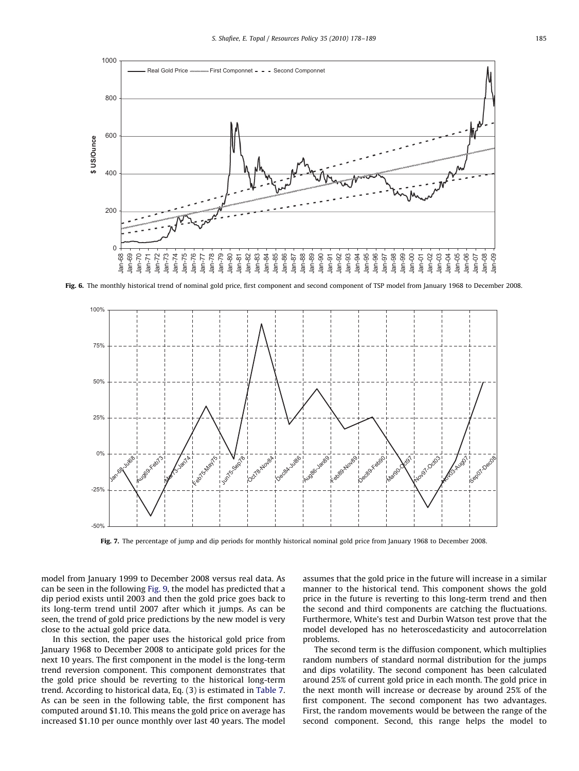Fig. 6. The monthly historical trend of nominal gold price, first component and second component of TSP model from January 1968 to December 2008.

Fig. 7. The percentage of jump and dip periods for monthly historical nominal gold price from January 1968 to December 2008.

model from January 1999 to December 2008 versus real data. As can be seen in the following Fig. 9, the model has predicted that a dip period exists until 2003 and then the gold price goes back to its long-term trend until 2007 after which it jumps. As can be seen, the trend of gold price predictions by the new model is very close to the actual gold price data.

In this section, the paper uses the historical gold price from January 1968 to December 2008 to anticipate gold prices for the next 10 years. The first component in the model is the long-term trend reversion component. This component demonstrates that the gold price should be reverting to the historical long-term trend. According to historical data, Eq. (3) is estimated in Table 7. As can be seen in the following table, the first component has computed around $1.10. This means the gold price on average has increased $1.10 per ounce monthly over last 40 years. The model assumes that the gold price in the future will increase in a similar manner to the historical tend. This component shows the gold price in the future is reverting to this long-term trend and then the second and third components are catching the fluctuations. Furthermore, White's test and Durbin Watson test prove that the model developed has no heteroscedasticity and autocorrelation problems.

The second term is the diffusion component, which multiplies random numbers of standard normal distribution for the jumps and dips volatility. The second component has been calculated around 25% of current gold price in each month. The gold price in the next month will increase or decrease by around 25% of the first component. The second component has two advantages. First, the random movements would be between the range of the second component. Second, this range helps the model to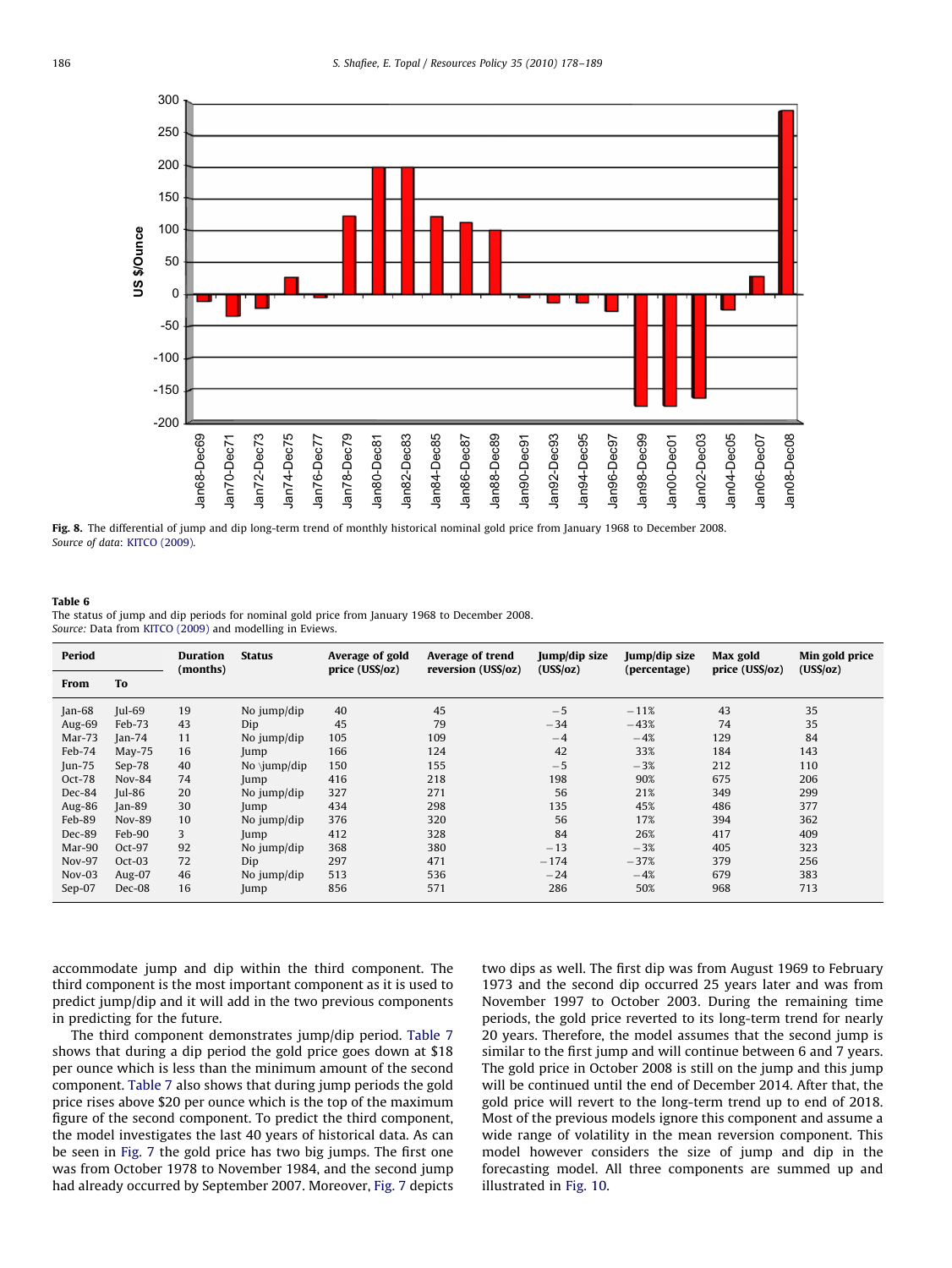Fig. 8. The differential of jump and dip long-term trend of monthly historical nominal gold price from January 1968 to December 2008.
*Source of data*: KITCO (2009).

**Table 6**
The status of jump and dip periods for nominal gold price from January 1968 to December 2008.
*Source:* Data from KITCO (2009) and modelling in Eviews.

| Period | | Duration (months) | Status | Average of gold price (US$/oz) | Average of trend reversion (US$/oz) | Jump/dip size (US$/oz) | Jump/dip size (percentage) | Max gold price (US$/oz) | Min gold price (US$/oz) |
|---|---|---|---|---|---|---|---|---|---|
| From | To | | | | | | | | |
| Jan-68 | Jul-69 | 19 | No jump/dip | 40 | 45 | −5 | −11% | 43 | 35 |
| Aug-69 | Feb-73 | 43 | Dip | 45 | 79 | −34 | −43% | 74 | 35 |
| Mar-73 | Jan-74 | 11 | No jump/dip | 105 | 109 | −4 | −4% | 129 | 84 |
| Feb-74 | May-75 | 16 | Jump | 166 | 124 | 42 | 33% | 184 | 143 |
| Jun-75 | Sep-78 | 40 | No \jump/dip | 150 | 155 | −5 | −3% | 212 | 110 |
| Oct-78 | Nov-84 | 74 | Jump | 416 | 218 | 198 | 90% | 675 | 206 |
| Dec-84 | Jul-86 | 20 | No jump/dip | 327 | 271 | 56 | 21% | 349 | 299 |
| Aug-86 | Jan-89 | 30 | Jump | 434 | 298 | 135 | 45% | 486 | 377 |
| Feb-89 | Nov-89 | 10 | No jump/dip | 376 | 320 | 56 | 17% | 394 | 362 |
| Dec-89 | Feb-90 | 3 | Jump | 412 | 328 | 84 | 26% | 417 | 409 |
| Mar-90 | Oct-97 | 92 | No jump/dip | 368 | 380 | −13 | −3% | 405 | 323 |
| Nov-97 | Oct-03 | 72 | Dip | 297 | 471 | −174 | −37% | 379 | 256 |
| Nov-03 | Aug-07 | 46 | No jump/dip | 513 | 536 | −24 | −4% | 679 | 383 |
| Sep-07 | Dec-08 | 16 | Jump | 856 | 571 | 286 | 50% | 968 | 713 |

accommodate jump and dip within the third component. The third component is the most important component as it is used to predict jump/dip and it will add in the two previous components in predicting for the future.

The third component demonstrates jump/dip period. Table 7 shows that during a dip period the gold price goes down at $18 per ounce which is less than the minimum amount of the second component. Table 7 also shows that during jump periods the gold price rises above $20 per ounce which is the top of the maximum figure of the second component. To predict the third component, the model investigates the last 40 years of historical data. As can be seen in Fig. 7 the gold price has two big jumps. The first one was from October 1978 to November 1984, and the second jump had already occurred by September 2007. Moreover, Fig. 7 depicts two dips as well. The first dip was from August 1969 to February 1973 and the second dip occurred 25 years later and was from November 1997 to October 2003. During the remaining time periods, the gold price reverted to its long-term trend for nearly 20 years. Therefore, the model assumes that the second jump is similar to the first jump and will continue between 6 and 7 years. The gold price in October 2008 is still on the jump and this jump will be continued until the end of December 2014. After that, the gold price will revert to the long-term trend up to end of 2018. Most of the previous models ignore this component and assume a wide range of volatility in the mean reversion component. This model however considers the size of jump and dip in the forecasting model. All three components are summed up and illustrated in Fig. 10.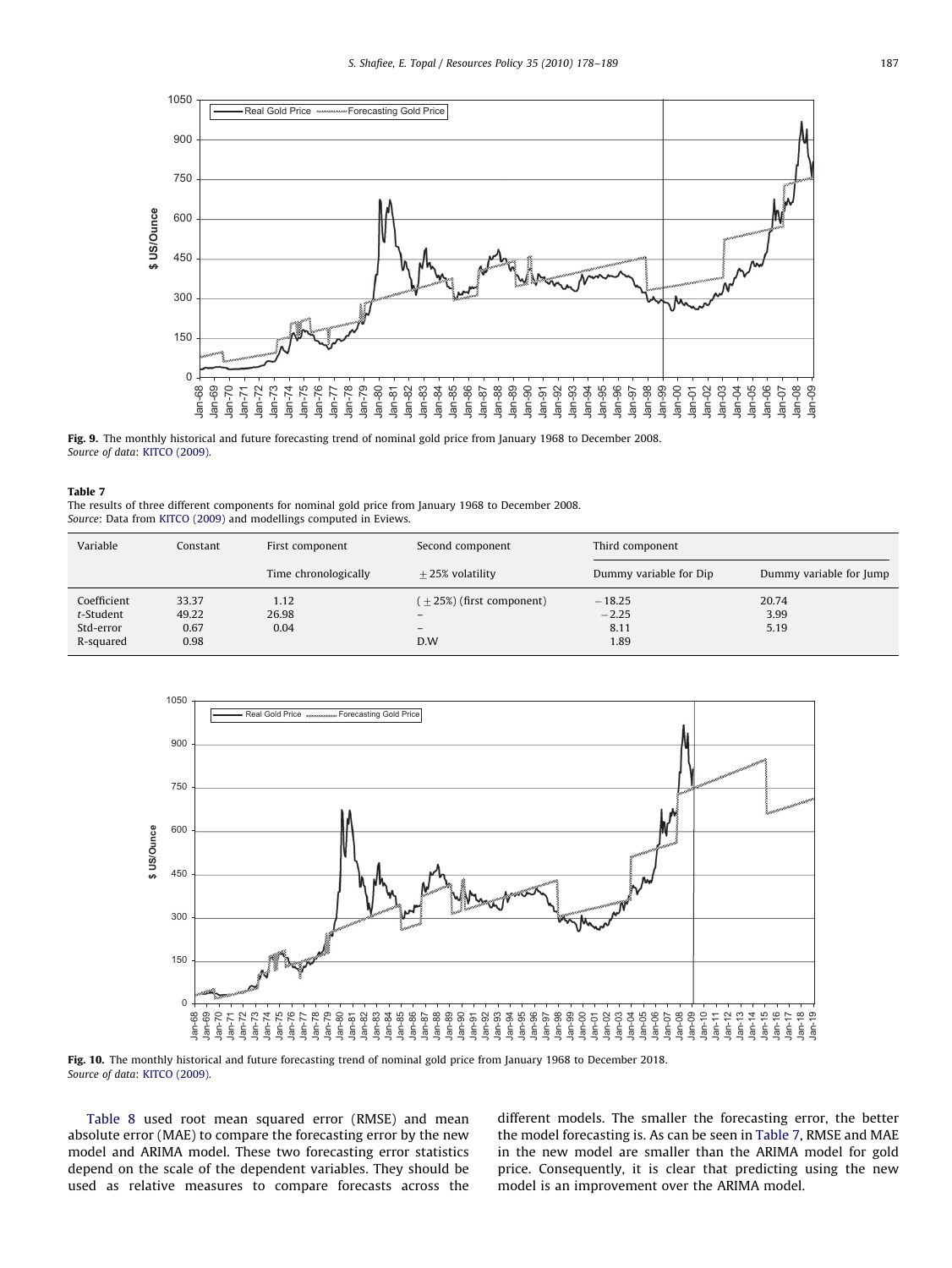**Fig. 9.** The monthly historical and future forecasting trend of nominal gold price from January 1968 to December 2008.
*Source of data*: KITCO (2009).

**Table 7**
The results of three different components for nominal gold price from January 1968 to December 2008.
*Source*: Data from KITCO (2009) and modellings computed in Eviews.

| Variable | Constant | First component | Second component | Third component | |
|---|---|---|---|---|---|
| | | Time chronologically | ±25% volatility | Dummy variable for Dip | Dummy variable for Jump |
| Coefficient | 33.37 | 1.12 | (±25%) (first component) | −18.25 | 20.74 |
| *t*-Student | 49.22 | 26.98 | – | −2.25 | 3.99 |
| Std-error | 0.67 | 0.04 | – | 8.11 | 5.19 |
| R-squared | 0.98 | | D.W | 1.89 | |

**Fig. 10.** The monthly historical and future forecasting trend of nominal gold price from January 1968 to December 2018.
*Source of data*: KITCO (2009).

Table 8 used root mean squared error (RMSE) and mean absolute error (MAE) to compare the forecasting error by the new model and ARIMA model. These two forecasting error statistics depend on the scale of the dependent variables. They should be used as relative measures to compare forecasts across the different models. The smaller the forecasting error, the better the model forecasting is. As can be seen in Table 7, RMSE and MAE in the new model are smaller than the ARIMA model for gold price. Consequently, it is clear that predicting using the new model is an improvement over the ARIMA model.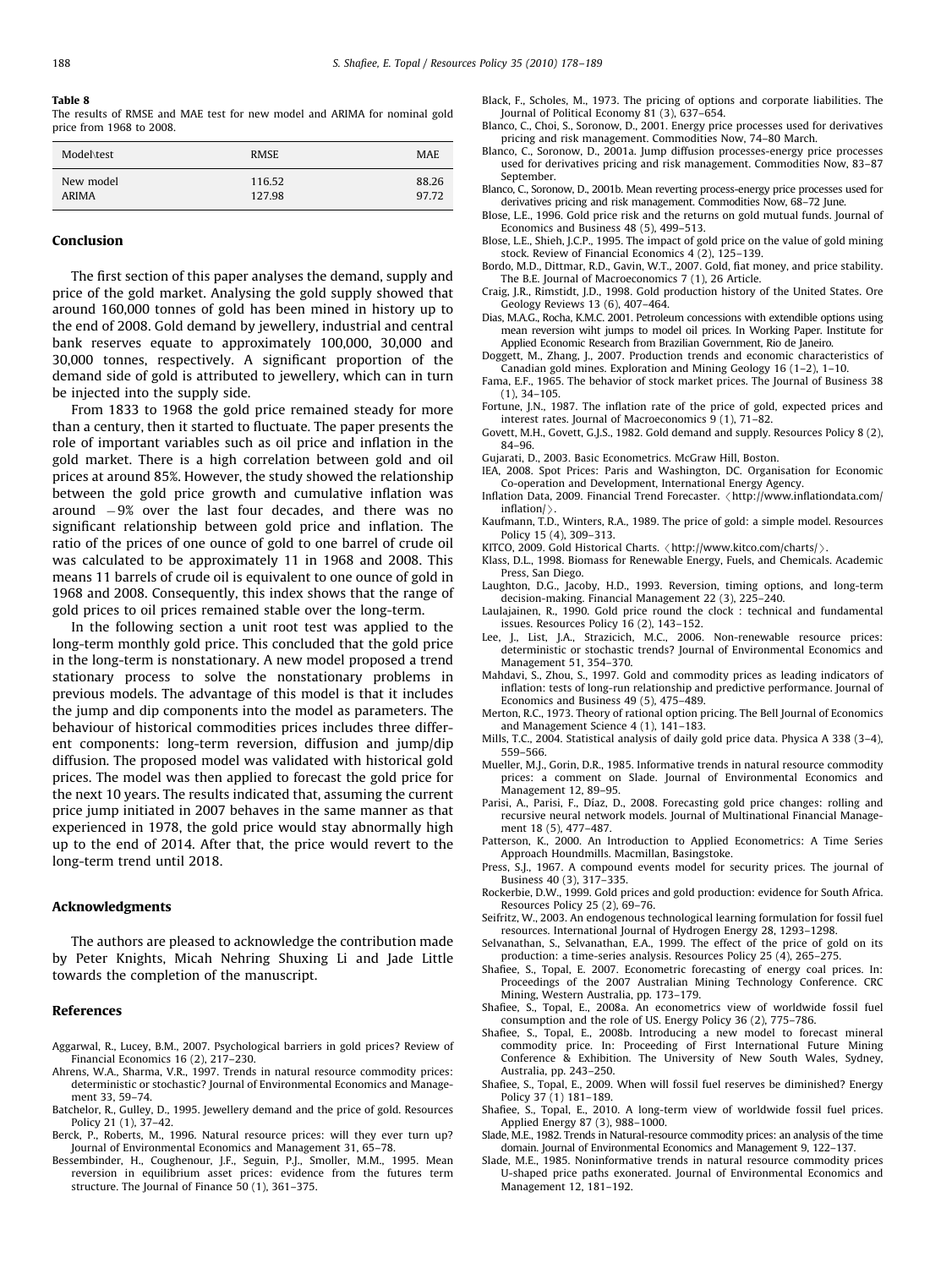**Table 8**
The results of RMSE and MAE test for new model and ARIMA for nominal gold price from 1968 to 2008.

| Model\test | RMSE | MAE |
|---|---|---|
| New model | 116.52 | 88.26 |
| ARIMA | 127.98 | 97.72 |

## Conclusion

The first section of this paper analyses the demand, supply and price of the gold market. Analysing the gold supply showed that around 160,000 tonnes of gold has been mined in history up to the end of 2008. Gold demand by jewellery, industrial and central bank reserves equate to approximately 100,000, 30,000 and 30,000 tonnes, respectively. A significant proportion of the demand side of gold is attributed to jewellery, which can in turn be injected into the supply side.

From 1833 to 1968 the gold price remained steady for more than a century, then it started to fluctuate. The paper presents the role of important variables such as oil price and inflation in the gold market. There is a high correlation between gold and oil prices at around 85%. However, the study showed the relationship between the gold price growth and cumulative inflation was around −9% over the last four decades, and there was no significant relationship between gold price and inflation. The ratio of the prices of one ounce of gold to one barrel of crude oil was calculated to be approximately 11 in 1968 and 2008. This means 11 barrels of crude oil is equivalent to one ounce of gold in 1968 and 2008. Consequently, this index shows that the range of gold prices to oil prices remained stable over the long-term.

In the following section a unit root test was applied to the long-term monthly gold price. This concluded that the gold price in the long-term is nonstationary. A new model proposed a trend stationary process to solve the nonstationary problems in previous models. The advantage of this model is that it includes the jump and dip components into the model as parameters. The behaviour of historical commodities prices includes three different components: long-term reversion, diffusion and jump/dip diffusion. The proposed model was validated with historical gold prices. The model was then applied to forecast the gold price for the next 10 years. The results indicated that, assuming the current price jump initiated in 2007 behaves in the same manner as that experienced in 1978, the gold price would stay abnormally high up to the end of 2014. After that, the price would revert to the long-term trend until 2018.

## Acknowledgments

The authors are pleased to acknowledge the contribution made by Peter Knights, Micah Nehring Shuxing Li and Jade Little towards the completion of the manuscript.

## References

Aggarwal, R., Lucey, B.M., 2007. Psychological barriers in gold prices? Review of Financial Economics 16 (2), 217–230.

Ahrens, W.A., Sharma, V.R., 1997. Trends in natural resource commodity prices: deterministic or stochastic? Journal of Environmental Economics and Management 33, 59–74.

Batchelor, R., Gulley, D., 1995. Jewellery demand and the price of gold. Resources Policy 21 (1), 37–42.

Berck, P., Roberts, M., 1996. Natural resource prices: will they ever turn up? Journal of Environmental Economics and Management 31, 65–78.

Bessembinder, H., Coughenour, J.F., Seguin, P.J., Smoller, M.M., 1995. Mean reversion in equilibrium asset prices: evidence from the futures term structure. The Journal of Finance 50 (1), 361–375.

Black, F., Scholes, M., 1973. The pricing of options and corporate liabilities. The Journal of Political Economy 81 (3), 637–654.

Blanco, C., Choi, S., Soronow, D., 2001. Energy price processes used for derivatives pricing and risk management. Commodities Now, 74–80 March.

Blanco, C., Soronow, D., 2001a. Jump diffusion processes-energy price processes used for derivatives pricing and risk management. Commodities Now, 83–87 September.

Blanco, C., Soronow, D., 2001b. Mean reverting process-energy price processes used for derivatives pricing and risk management. Commodities Now, 68–72 June.

Blose, L.E., 1996. Gold price risk and the returns on gold mutual funds. Journal of Economics and Business 48 (5), 499–513.

Blose, L.E., Shieh, J.C.P., 1995. The impact of gold price on the value of gold mining stock. Review of Financial Economics 4 (2), 125–139.

Bordo, M.D., Dittmar, R.D., Gavin, W.T., 2007. Gold, fiat money, and price stability. The B.E. Journal of Macroeconomics 7 (1), 26 Article.

Craig, J.R., Rimstidt, J.D., 1998. Gold production history of the United States. Ore Geology Reviews 13 (6), 407–464.

Dias, M.A.G., Rocha, K.M.C. 2001. Petroleum concessions with extendible options using mean reversion wiht jumps to model oil prices. In Working Paper. Institute for Applied Economic Research from Brazilian Government, Rio de Janeiro.

Doggett, M., Zhang, J., 2007. Production trends and economic characteristics of Canadian gold mines. Exploration and Mining Geology 16 (1–2), 1–10.

Fama, E.F., 1965. The behavior of stock market prices. The Journal of Business 38 (1), 34–105.

Fortune, J.N., 1987. The inflation rate of the price of gold, expected prices and interest rates. Journal of Macroeconomics 9 (1), 71–82.

Govett, M.H., Govett, G.J.S., 1982. Gold demand and supply. Resources Policy 8 (2), 84–96.

Gujarati, D., 2003. Basic Econometrics. McGraw Hill, Boston.

IEA, 2008. Spot Prices: Paris and Washington, DC. Organisation for Economic Co-operation and Development, International Energy Agency.

Inflation Data, 2009. Financial Trend Forecaster. 〈http://www.inflationdata.com/inflation/〉.

Kaufmann, T.D., Winters, R.A., 1989. The price of gold: a simple model. Resources Policy 15 (4), 309–313.

KITCO, 2009. Gold Historical Charts. 〈http://www.kitco.com/charts/〉.

Klass, D.L., 1998. Biomass for Renewable Energy, Fuels, and Chemicals. Academic Press, San Diego.

Laughton, D.G., Jacoby, H.D., 1993. Reversion, timing options, and long-term decision-making. Financial Management 22 (3), 225–240.

Laulajainen, R., 1990. Gold price round the clock : technical and fundamental issues. Resources Policy 16 (2), 143–152.

Lee, J., List, J.A., Strazicich, M.C., 2006. Non-renewable resource prices: deterministic or stochastic trends? Journal of Environmental Economics and Management 51, 354–370.

Mahdavi, S., Zhou, S., 1997. Gold and commodity prices as leading indicators of inflation: tests of long-run relationship and predictive performance. Journal of Economics and Business 49 (5), 475–489.

Merton, R.C., 1973. Theory of rational option pricing. The Bell Journal of Economics and Management Science 4 (1), 141–183.

Mills, T.C., 2004. Statistical analysis of daily gold price data. Physica A 338 (3–4), 559–566.

Mueller, M.J., Gorin, D.R., 1985. Informative trends in natural resource commodity prices: a comment on Slade. Journal of Environmental Economics and Management 12, 89–95.

Parisi, A., Parisi, F., Díaz, D., 2008. Forecasting gold price changes: rolling and recursive neural network models. Journal of Multinational Financial Management 18 (5), 477–487.

Patterson, K., 2000. An Introduction to Applied Econometrics: A Time Series Approach Houndmills. Macmillan, Basingstoke.

Press, S.J., 1967. A compound events model for security prices. The journal of Business 40 (3), 317–335.

Rockerbie, D.W., 1999. Gold prices and gold production: evidence for South Africa. Resources Policy 25 (2), 69–76.

Seifritz, W., 2003. An endogenous technological learning formulation for fossil fuel resources. International Journal of Hydrogen Energy 28, 1293–1298.

Selvanathan, S., Selvanathan, E.A., 1999. The effect of the price of gold on its production: a time-series analysis. Resources Policy 25 (4), 265–275.

Shafiee, S., Topal, E. 2007. Econometric forecasting of energy coal prices. In: Proceedings of the 2007 Australian Mining Technology Conference. CRC Mining, Western Australia, pp. 173–179.

Shafiee, S., Topal, E., 2008a. An econometrics view of worldwide fossil fuel consumption and the role of US. Energy Policy 36 (2), 775–786.

Shafiee, S., Topal, E., 2008b. Introducing a new model to forecast mineral commodity price. In: Proceeding of First International Future Mining Conference & Exhibition. The University of New South Wales, Sydney, Australia, pp. 243–250.

Shafiee, S., Topal, E., 2009. When will fossil fuel reserves be diminished? Energy Policy 37 (1) 181–189.

Shafiee, S., Topal, E., 2010. A long-term view of worldwide fossil fuel prices. Applied Energy 87 (3), 988–1000.

Slade, M.E., 1982. Trends in Natural-resource commodity prices: an analysis of the time domain. Journal of Environmental Economics and Management 9, 122–137.

Slade, M.E., 1985. Noninformative trends in natural resource commodity prices U-shaped price paths exonerated. Journal of Environmental Economics and Management 12, 181–192.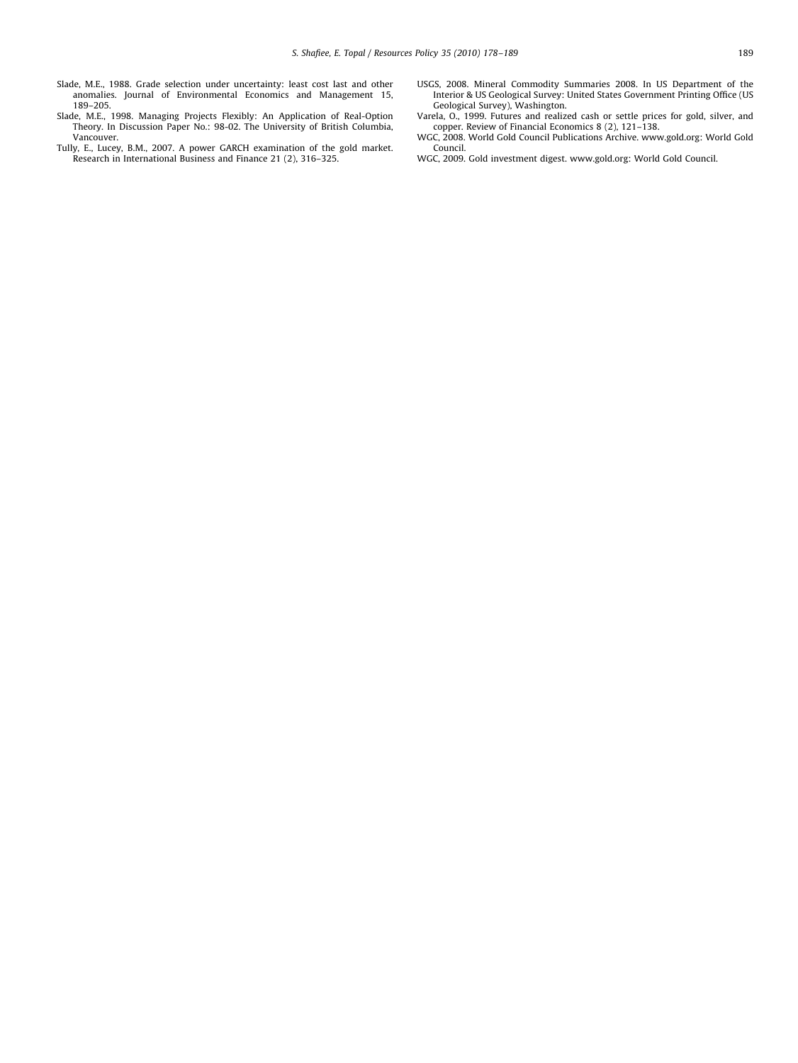Slade, M.E., 1988. Grade selection under uncertainty: least cost last and other anomalies. Journal of Environmental Economics and Management 15, 189–205.

Slade, M.E., 1998. Managing Projects Flexibly: An Application of Real-Option Theory. In Discussion Paper No.: 98-02. The University of British Columbia, Vancouver.

Tully, E., Lucey, B.M., 2007. A power GARCH examination of the gold market. Research in International Business and Finance 21 (2), 316–325.

USGS, 2008. Mineral Commodity Summaries 2008. In US Department of the Interior & US Geological Survey: United States Government Printing Office (US Geological Survey), Washington.

Varela, O., 1999. Futures and realized cash or settle prices for gold, silver, and copper. Review of Financial Economics 8 (2), 121–138.

WGC, 2008. World Gold Council Publications Archive. www.gold.org: World Gold Council.

WGC, 2009. Gold investment digest. www.gold.org: World Gold Council.